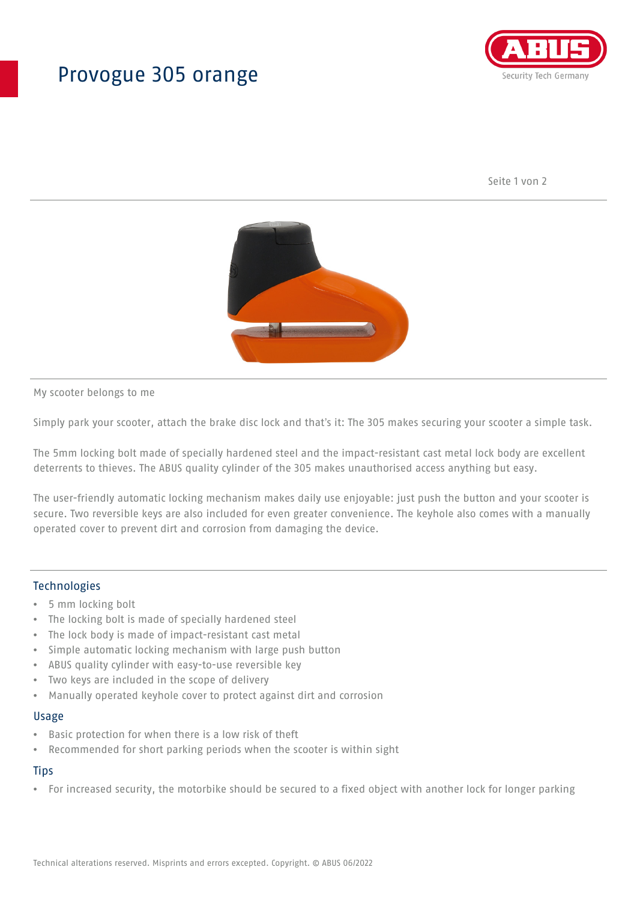# Provogue 305 orange

My scooter belongs to me

Simply park your scooter, attach the brake disc lock and that's it: The 305 makes securing your scooter a simple task.

The 5mm locking bolt made of specially hardened steel and the impact-resistant cast metal lock body are excellent deterrents to thieves. The ABUS quality cylinder of the 305 makes unauthorised access anything but easy.

The user-friendly automatic locking mechanism makes daily use enjoyable: just push the button and your scooter is secure. Two reversible keys are also included for even greater convenience. The keyhole also comes with a manually operated cover to prevent dirt and corrosion from damaging the device.

## Technologies

- 5 mm locking bolt
- The locking bolt is made of specially hardened steel
- The lock body is made of impact-resistant cast metal
- Simple automatic locking mechanism with large push button
- ABUS quality cylinder with easy-to-use reversible key
- Two keys are included in the scope of delivery
- Manually operated keyhole cover to protect against dirt and corrosion

## Usage

- Basic protection for when there is a low risk of theft
- Recommended for short parking periods when the scooter is within sight

## Tips

- For increased security, the motorbike should be secured to a fixed object with another lock for longer parking

Technical alterations reserved. Misprints and errors excepted. Copyright. © ABUS 06/2022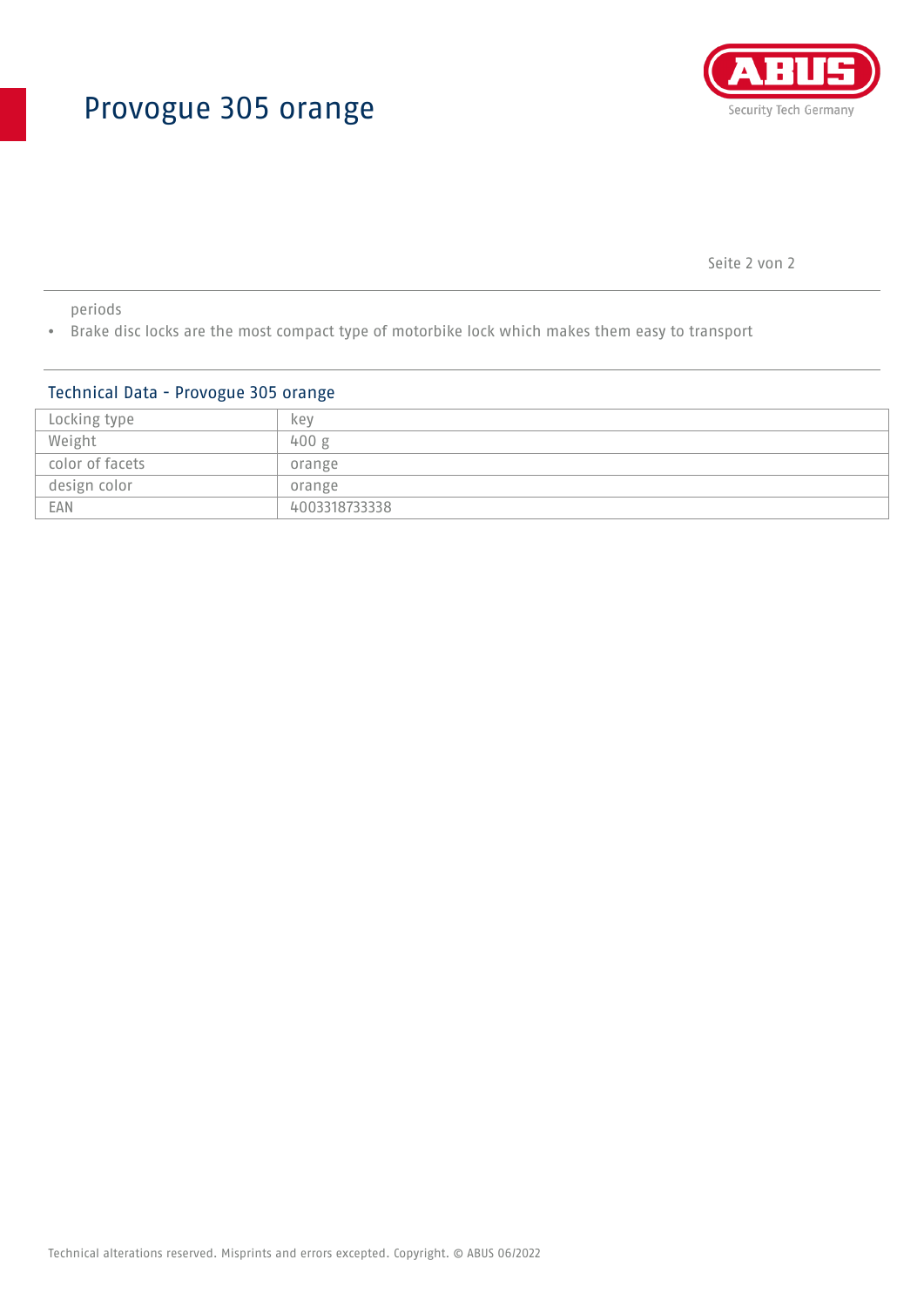periods

- Brake disc locks are the most compact type of motorbike lock which makes them easy to transport

## Technical Data - Provogue 305 orange

| | |
|---|---|
| Locking type | key |
| Weight | 400 g |
| color of facets | orange |
| design color | orange |
| EAN | 4003318733338 |

Technical alterations reserved. Misprints and errors excepted. Copyright. © ABUS 06/2022